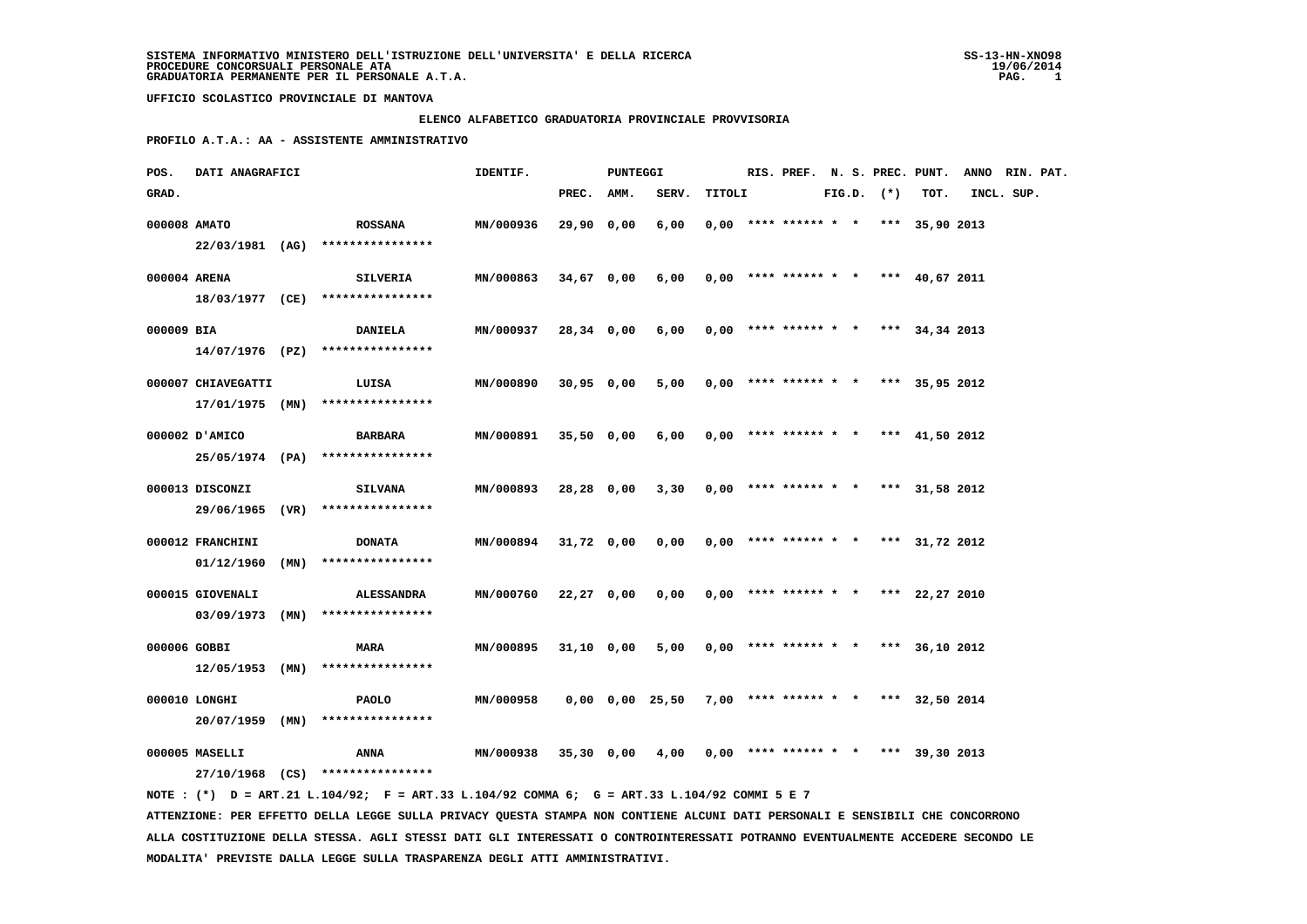SISTEMA INFORMATIVO MINISTERO DELL'ISTRUZIONE DELL'UNIVERSITA' E DELLA RICERCA
PROCEDURE CONCORSUALI PERSONALE ATA
GRADUATORIA PERMANENTE PER IL PERSONALE A.T.A.

UFFICIO SCOLASTICO PROVINCIALE DI MANTOVA

ELENCO ALFABETICO GRADUATORIA PROVINCIALE PROVVISORIA

PROFILO A.T.A.: AA - ASSISTENTE AMMINISTRATIVO

| POS. GRAD. | DATI ANAGRAFICI | | IDENTIF. | PUNTEGGI PREC. | AMM. | SERV. | TITOLI | RIS. | PREF. | N. S. FIG.D. | PREC. (*) | PUNT. TOT. | ANNO INCL. | RIN. PAT. SUP. |
|---|---|---|---|---|---|---|---|---|---|---|---|---|---|---|
| 000008 | AMATO 22/03/1981 (AG) | ROSSANA **************** | MN/000936 | 29,90 | 0,00 | 6,00 | 0,00 | **** | ****** | * | * *** | 35,90 | 2013 | |
| 000004 | ARENA 18/03/1977 (CE) | SILVERIA **************** | MN/000863 | 34,67 | 0,00 | 6,00 | 0,00 | **** | ****** | * | * *** | 40,67 | 2011 | |
| 000009 | BIA 14/07/1976 (PZ) | DANIELA **************** | MN/000937 | 28,34 | 0,00 | 6,00 | 0,00 | **** | ****** | * | * *** | 34,34 | 2013 | |
| 000007 | CHIAVEGATTI 17/01/1975 (MN) | LUISA **************** | MN/000890 | 30,95 | 0,00 | 5,00 | 0,00 | **** | ****** | * | * *** | 35,95 | 2012 | |
| 000002 | D'AMICO 25/05/1974 (PA) | BARBARA **************** | MN/000891 | 35,50 | 0,00 | 6,00 | 0,00 | **** | ****** | * | * *** | 41,50 | 2012 | |
| 000013 | DISCONZI 29/06/1965 (VR) | SILVANA **************** | MN/000893 | 28,28 | 0,00 | 3,30 | 0,00 | **** | ****** | * | * *** | 31,58 | 2012 | |
| 000012 | FRANCHINI 01/12/1960 (MN) | DONATA **************** | MN/000894 | 31,72 | 0,00 | 0,00 | 0,00 | **** | ****** | * | * *** | 31,72 | 2012 | |
| 000015 | GIOVENALI 03/09/1973 (MN) | ALESSANDRA **************** | MN/000760 | 22,27 | 0,00 | 0,00 | 0,00 | **** | ****** | * | * *** | 22,27 | 2010 | |
| 000006 | GOBBI 12/05/1953 (MN) | MARA **************** | MN/000895 | 31,10 | 0,00 | 5,00 | 0,00 | **** | ****** | * | * *** | 36,10 | 2012 | |
| 000010 | LONGHI 20/07/1959 (MN) | PAOLO **************** | MN/000958 | 0,00 | 0,00 | 25,50 | 7,00 | **** | ****** | * | * *** | 32,50 | 2014 | |
| 000005 | MASELLI 27/10/1968 (CS) | ANNA **************** | MN/000938 | 35,30 | 0,00 | 4,00 | 0,00 | **** | ****** | * | * *** | 39,30 | 2013 | |

NOTE : (*) D = ART.21 L.104/92; F = ART.33 L.104/92 COMMA 6; G = ART.33 L.104/92 COMMI 5 E 7

ATTENZIONE: PER EFFETTO DELLA LEGGE SULLA PRIVACY QUESTA STAMPA NON CONTIENE ALCUNI DATI PERSONALI E SENSIBILI CHE CONCORRONO ALLA COSTITUZIONE DELLA STESSA. AGLI STESSI DATI GLI INTERESSATI O CONTROINTERESSATI POTRANNO EVENTUALMENTE ACCEDERE SECONDO LE MODALITA' PREVISTE DALLA LEGGE SULLA TRASPARENZA DEGLI ATTI AMMINISTRATIVI.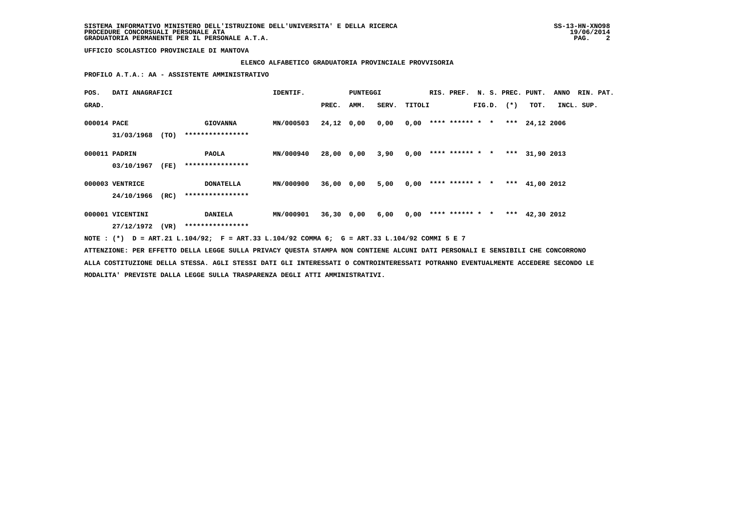UFFICIO SCOLASTICO PROVINCIALE DI MANTOVA

**ELENCO ALFABETICO GRADUATORIA PROVINCIALE PROVVISORIA**

**PROFILO A.T.A.: AA - ASSISTENTE AMMINISTRATIVO**

| POS. GRAD. | DATI ANAGRAFICI | | IDENTIF. | PUNTEGGI PREC. | AMM. | SERV. | TITOLI | RIS. | PREF. | N. S. FIG.D. | PREC. (*) | PUNT. TOT. | ANNO INCL. | RIN. PAT. SUP. |
|---|---|---|---|---|---|---|---|---|---|---|---|---|---|---|
| 000014 | PACE 31/03/1968 (TO) | GIOVANNA **************** | MN/000503 | 24,12 | 0,00 | 0,00 | 0,00 | **** | ****** | * * | *** | 24,12 | 2006 | |
| 000011 | PADRIN 03/10/1967 (FE) | PAOLA **************** | MN/000940 | 28,00 | 0,00 | 3,90 | 0,00 | **** | ****** | * * | *** | 31,90 | 2013 | |
| 000003 | VENTRICE 24/10/1966 (RC) | DONATELLA **************** | MN/000900 | 36,00 | 0,00 | 5,00 | 0,00 | **** | ****** | * * | *** | 41,00 | 2012 | |
| 000001 | VICENTINI 27/12/1972 (VR) | DANIELA **************** | MN/000901 | 36,30 | 0,00 | 6,00 | 0,00 | **** | ****** | * * | *** | 42,30 | 2012 | |

NOTE : (*) D = ART.21 L.104/92; F = ART.33 L.104/92 COMMA 6; G = ART.33 L.104/92 COMMI 5 E 7

ATTENZIONE: PER EFFETTO DELLA LEGGE SULLA PRIVACY QUESTA STAMPA NON CONTIENE ALCUNI DATI PERSONALI E SENSIBILI CHE CONCORRONO ALLA COSTITUZIONE DELLA STESSA. AGLI STESSI DATI GLI INTERESSATI O CONTROINTERESSATI POTRANNO EVENTUALMENTE ACCEDERE SECONDO LE MODALITA' PREVISTE DALLA LEGGE SULLA TRASPARENZA DEGLI ATTI AMMINISTRATIVI.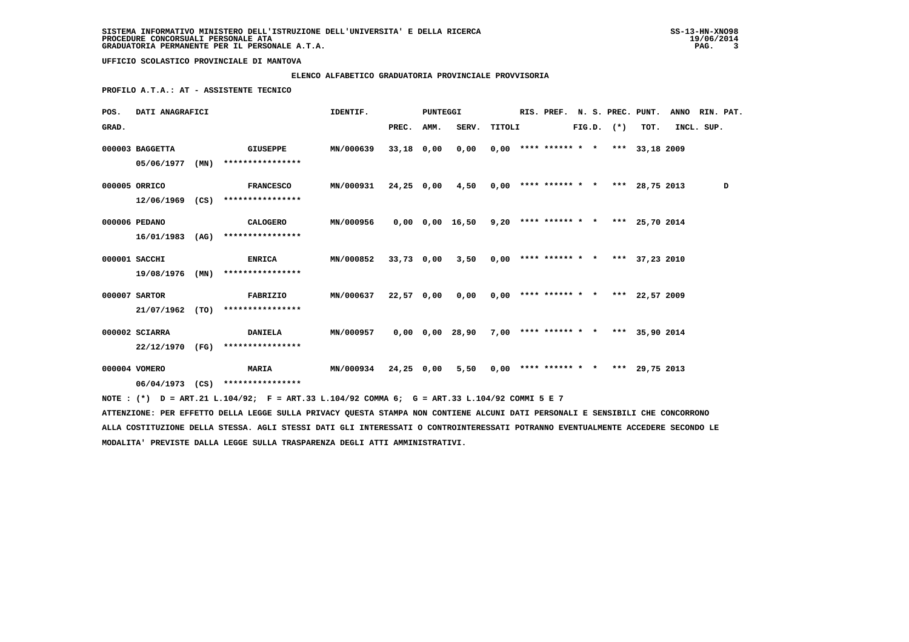SISTEMA INFORMATIVO MINISTERO DELL'ISTRUZIONE DELL'UNIVERSITA' E DELLA RICERCA
PROCEDURE CONCORSUALI PERSONALE ATA
GRADUATORIA PERMANENTE PER IL PERSONALE A.T.A.

UFFICIO SCOLASTICO PROVINCIALE DI MANTOVA

ELENCO ALFABETICO GRADUATORIA PROVINCIALE PROVVISORIA

PROFILO A.T.A.: AT - ASSISTENTE TECNICO

| POS. GRAD. | DATI ANAGRAFICI | | | IDENTIF. | PUNTEGGI PREC. | AMM. | SERV. | TITOLI | RIS. | PREF. | N. S. FIG.D. | PREC. (*) | PUNT. TOT. | ANNO INCL. | RIN. SUP. | PAT. |
|---|---|---|---|---|---|---|---|---|---|---|---|---|---|---|---|---|
| 000003 | BAGGETTA 05/06/1977 | (MN) | GIUSEPPE **************** | MN/000639 | 33,18 | 0,00 | 0,00 | 0,00 | **** | ****** | * * | *** | 33,18 | 2009 | | |
| 000005 | ORRICO 12/06/1969 | (CS) | FRANCESCO **************** | MN/000931 | 24,25 | 0,00 | 4,50 | 0,00 | **** | ****** | * * | *** | 28,75 | 2013 | | D |
| 000006 | PEDANO 16/01/1983 | (AG) | CALOGERO **************** | MN/000956 | 0,00 | 0,00 | 16,50 | 9,20 | **** | ****** | * * | *** | 25,70 | 2014 | | |
| 000001 | SACCHI 19/08/1976 | (MN) | ENRICA **************** | MN/000852 | 33,73 | 0,00 | 3,50 | 0,00 | **** | ****** | * * | *** | 37,23 | 2010 | | |
| 000007 | SARTOR 21/07/1962 | (TO) | FABRIZIO **************** | MN/000637 | 22,57 | 0,00 | 0,00 | 0,00 | **** | ****** | * * | *** | 22,57 | 2009 | | |
| 000002 | SCIARRA 22/12/1970 | (FG) | DANIELA **************** | MN/000957 | 0,00 | 0,00 | 28,90 | 7,00 | **** | ****** | * * | *** | 35,90 | 2014 | | |
| 000004 | VOMERO 06/04/1973 | (CS) | MARIA **************** | MN/000934 | 24,25 | 0,00 | 5,50 | 0,00 | **** | ****** | * * | *** | 29,75 | 2013 | | |

NOTE : (*) D = ART.21 L.104/92; F = ART.33 L.104/92 COMMA 6; G = ART.33 L.104/92 COMMI 5 E 7

ATTENZIONE: PER EFFETTO DELLA LEGGE SULLA PRIVACY QUESTA STAMPA NON CONTIENE ALCUNI DATI PERSONALI E SENSIBILI CHE CONCORRONO ALLA COSTITUZIONE DELLA STESSA. AGLI STESSI DATI GLI INTERESSATI O CONTROINTERESSATI POTRANNO EVENTUALMENTE ACCEDERE SECONDO LE MODALITA' PREVISTE DALLA LEGGE SULLA TRASPARENZA DEGLI ATTI AMMINISTRATIVI.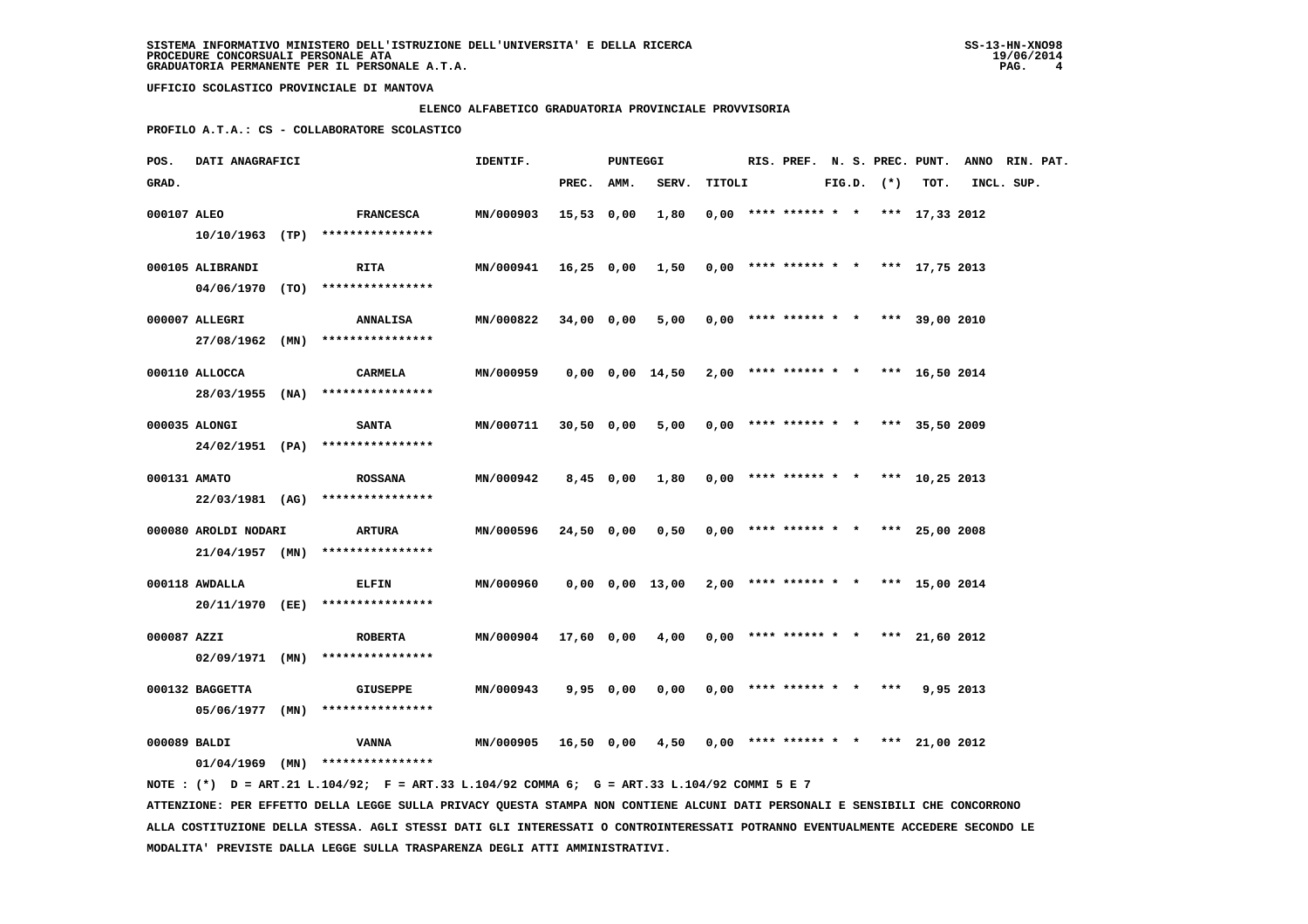SISTEMA INFORMATIVO MINISTERO DELL'ISTRUZIONE DELL'UNIVERSITA' E DELLA RICERCA
PROCEDURE CONCORSUALI PERSONALE ATA
GRADUATORIA PERMANENTE PER IL PERSONALE A.T.A.

UFFICIO SCOLASTICO PROVINCIALE DI MANTOVA

ELENCO ALFABETICO GRADUATORIA PROVINCIALE PROVVISORIA

PROFILO A.T.A.: CS - COLLABORATORE SCOLASTICO

| POS. GRAD. | DATI ANAGRAFICI | | IDENTIF. | PUNTEGGI PREC. | AMM. | SERV. | TITOLI | RIS. | PREF. | N. S. FIG.D. | PREC. (*) | PUNT. TOT. | ANNO INCL. | RIN. PAT. SUP. |
|---|---|---|---|---|---|---|---|---|---|---|---|---|---|---|
| 000107 | ALEO 10/10/1963 (TP) | FRANCESCA **************** | MN/000903 | 15,53 | 0,00 | 1,80 | 0,00 | **** | ****** | * * | *** | 17,33 | 2012 | |
| 000105 | ALIBRANDI 04/06/1970 (TO) | RITA **************** | MN/000941 | 16,25 | 0,00 | 1,50 | 0,00 | **** | ****** | * * | *** | 17,75 | 2013 | |
| 000007 | ALLEGRI 27/08/1962 (MN) | ANNALISA **************** | MN/000822 | 34,00 | 0,00 | 5,00 | 0,00 | **** | ****** | * * | *** | 39,00 | 2010 | |
| 000110 | ALLOCCA 28/03/1955 (NA) | CARMELA **************** | MN/000959 | 0,00 | 0,00 | 14,50 | 2,00 | **** | ****** | * * | *** | 16,50 | 2014 | |
| 000035 | ALONGI 24/02/1951 (PA) | SANTA **************** | MN/000711 | 30,50 | 0,00 | 5,00 | 0,00 | **** | ****** | * * | *** | 35,50 | 2009 | |
| 000131 | AMATO 22/03/1981 (AG) | ROSSANA **************** | MN/000942 | 8,45 | 0,00 | 1,80 | 0,00 | **** | ****** | * * | *** | 10,25 | 2013 | |
| 000080 | AROLDI NODARI 21/04/1957 (MN) | ARTURA **************** | MN/000596 | 24,50 | 0,00 | 0,50 | 0,00 | **** | ****** | * * | *** | 25,00 | 2008 | |
| 000118 | AWDALLA 20/11/1970 (EE) | ELFIN **************** | MN/000960 | 0,00 | 0,00 | 13,00 | 2,00 | **** | ****** | * * | *** | 15,00 | 2014 | |
| 000087 | AZZI 02/09/1971 (MN) | ROBERTA **************** | MN/000904 | 17,60 | 0,00 | 4,00 | 0,00 | **** | ****** | * * | *** | 21,60 | 2012 | |
| 000132 | BAGGETTA 05/06/1977 (MN) | GIUSEPPE **************** | MN/000943 | 9,95 | 0,00 | 0,00 | 0,00 | **** | ****** | * * | *** | 9,95 | 2013 | |
| 000089 | BALDI 01/04/1969 (MN) | VANNA **************** | MN/000905 | 16,50 | 0,00 | 4,50 | 0,00 | **** | ****** | * * | *** | 21,00 | 2012 | |

NOTE : (*) D = ART.21 L.104/92; F = ART.33 L.104/92 COMMA 6; G = ART.33 L.104/92 COMMI 5 E 7

ATTENZIONE: PER EFFETTO DELLA LEGGE SULLA PRIVACY QUESTA STAMPA NON CONTIENE ALCUNI DATI PERSONALI E SENSIBILI CHE CONCORRONO ALLA COSTITUZIONE DELLA STESSA. AGLI STESSI DATI GLI INTERESSATI O CONTROINTERESSATI POTRANNO EVENTUALMENTE ACCEDERE SECONDO LE MODALITA' PREVISTE DALLA LEGGE SULLA TRASPARENZA DEGLI ATTI AMMINISTRATIVI.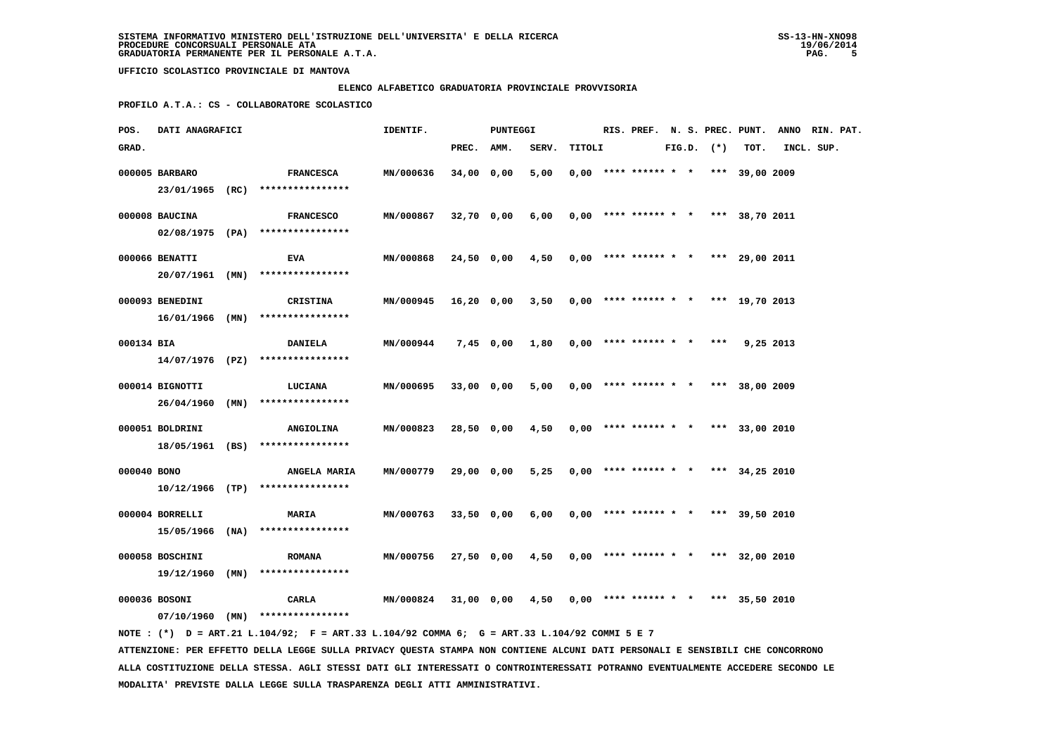SISTEMA INFORMATIVO MINISTERO DELL'ISTRUZIONE DELL'UNIVERSITA' E DELLA RICERCA
PROCEDURE CONCORSUALI PERSONALE ATA
GRADUATORIA PERMANENTE PER IL PERSONALE A.T.A.

UFFICIO SCOLASTICO PROVINCIALE DI MANTOVA

**ELENCO ALFABETICO GRADUATORIA PROVINCIALE PROVVISORIA**

**PROFILO A.T.A.: CS - COLLABORATORE SCOLASTICO**

| POS. GRAD. | DATI ANAGRAFICI | | IDENTIF. | PUNTEGGI PREC. | AMM. | SERV. | TITOLI | RIS. | PREF. | N. S. FIG.D. | PREC. (*) | PUNT. TOT. | ANNO INCL. | RIN. PAT. SUP. |
|---|---|---|---|---|---|---|---|---|---|---|---|---|---|---|
| 000005 | BARBARO 23/01/1965 (RC) | FRANCESCA **************** | MN/000636 | 34,00 | 0,00 | 5,00 | 0,00 | **** | ****** | * * | *** | 39,00 | 2009 | |
| 000008 | BAUCINA 02/08/1975 (PA) | FRANCESCO **************** | MN/000867 | 32,70 | 0,00 | 6,00 | 0,00 | **** | ****** | * * | *** | 38,70 | 2011 | |
| 000066 | BENATTI 20/07/1961 (MN) | EVA **************** | MN/000868 | 24,50 | 0,00 | 4,50 | 0,00 | **** | ****** | * * | *** | 29,00 | 2011 | |
| 000093 | BENEDINI 16/01/1966 (MN) | CRISTINA **************** | MN/000945 | 16,20 | 0,00 | 3,50 | 0,00 | **** | ****** | * * | *** | 19,70 | 2013 | |
| 000134 | BIA 14/07/1976 (PZ) | DANIELA **************** | MN/000944 | 7,45 | 0,00 | 1,80 | 0,00 | **** | ****** | * * | *** | 9,25 | 2013 | |
| 000014 | BIGNOTTI 26/04/1960 (MN) | LUCIANA **************** | MN/000695 | 33,00 | 0,00 | 5,00 | 0,00 | **** | ****** | * * | *** | 38,00 | 2009 | |
| 000051 | BOLDRINI 18/05/1961 (BS) | ANGIOLINA **************** | MN/000823 | 28,50 | 0,00 | 4,50 | 0,00 | **** | ****** | * * | *** | 33,00 | 2010 | |
| 000040 | BONO 10/12/1966 (TP) | ANGELA MARIA **************** | MN/000779 | 29,00 | 0,00 | 5,25 | 0,00 | **** | ****** | * * | *** | 34,25 | 2010 | |
| 000004 | BORRELLI 15/05/1966 (NA) | MARIA **************** | MN/000763 | 33,50 | 0,00 | 6,00 | 0,00 | **** | ****** | * * | *** | 39,50 | 2010 | |
| 000058 | BOSCHINI 19/12/1960 (MN) | ROMANA **************** | MN/000756 | 27,50 | 0,00 | 4,50 | 0,00 | **** | ****** | * * | *** | 32,00 | 2010 | |
| 000036 | BOSONI 07/10/1960 (MN) | CARLA **************** | MN/000824 | 31,00 | 0,00 | 4,50 | 0,00 | **** | ****** | * * | *** | 35,50 | 2010 | |

NOTE : (*) D = ART.21 L.104/92; F = ART.33 L.104/92 COMMA 6; G = ART.33 L.104/92 COMMI 5 E 7

ATTENZIONE: PER EFFETTO DELLA LEGGE SULLA PRIVACY QUESTA STAMPA NON CONTIENE ALCUNI DATI PERSONALI E SENSIBILI CHE CONCORRONO ALLA COSTITUZIONE DELLA STESSA. AGLI STESSI DATI GLI INTERESSATI O CONTROINTERESSATI POTRANNO EVENTUALMENTE ACCEDERE SECONDO LE MODALITA' PREVISTE DALLA LEGGE SULLA TRASPARENZA DEGLI ATTI AMMINISTRATIVI.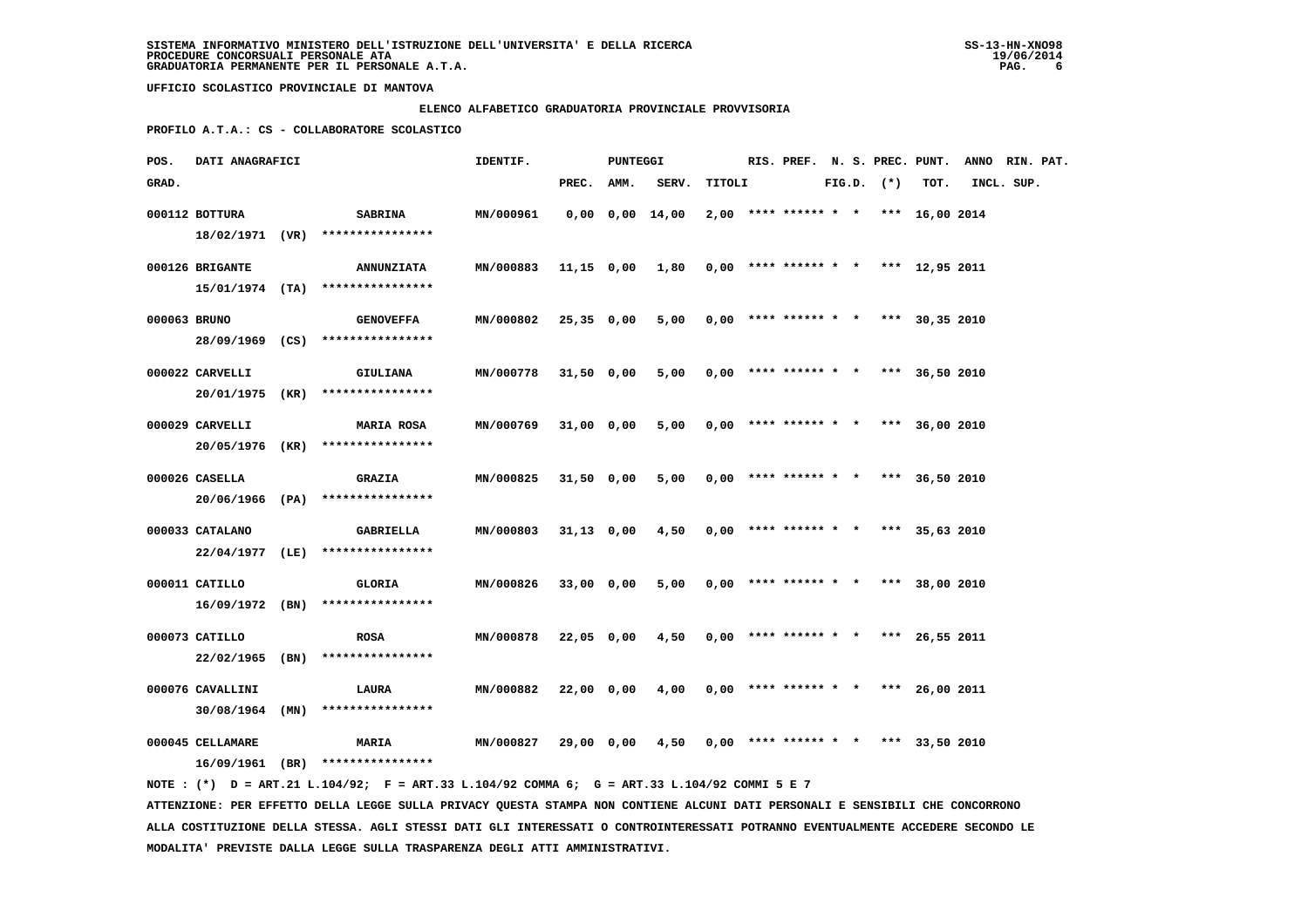SISTEMA INFORMATIVO MINISTERO DELL'ISTRUZIONE DELL'UNIVERSITA' E DELLA RICERCA
PROCEDURE CONCORSUALI PERSONALE ATA
GRADUATORIA PERMANENTE PER IL PERSONALE A.T.A.

UFFICIO SCOLASTICO PROVINCIALE DI MANTOVA

ELENCO ALFABETICO GRADUATORIA PROVINCIALE PROVVISORIA

PROFILO A.T.A.: CS - COLLABORATORE SCOLASTICO

| POS. GRAD. | DATI ANAGRAFICI | | IDENTIF. | PUNTEGGI PREC. | AMM. | SERV. | TITOLI | RIS. | PREF. | N. S. FIG.D. | PREC. (*) | PUNT. TOT. | ANNO INCL. | RIN. PAT. SUP. |
|---|---|---|---|---|---|---|---|---|---|---|---|---|---|---|
| 000112 | BOTTURA 18/02/1971 (VR) | SABRINA **************** | MN/000961 | 0,00 | 0,00 | 14,00 | 2,00 | **** | ****** | * * | *** | 16,00 | 2014 | |
| 000126 | BRIGANTE 15/01/1974 (TA) | ANNUNZIATA **************** | MN/000883 | 11,15 | 0,00 | 1,80 | 0,00 | **** | ****** | * * | *** | 12,95 | 2011 | |
| 000063 | BRUNO 28/09/1969 (CS) | GENOVEFFA **************** | MN/000802 | 25,35 | 0,00 | 5,00 | 0,00 | **** | ****** | * * | *** | 30,35 | 2010 | |
| 000022 | CARVELLI 20/01/1975 (KR) | GIULIANA **************** | MN/000778 | 31,50 | 0,00 | 5,00 | 0,00 | **** | ****** | * * | *** | 36,50 | 2010 | |
| 000029 | CARVELLI 20/05/1976 (KR) | MARIA ROSA **************** | MN/000769 | 31,00 | 0,00 | 5,00 | 0,00 | **** | ****** | * * | *** | 36,00 | 2010 | |
| 000026 | CASELLA 20/06/1966 (PA) | GRAZIA **************** | MN/000825 | 31,50 | 0,00 | 5,00 | 0,00 | **** | ****** | * * | *** | 36,50 | 2010 | |
| 000033 | CATALANO 22/04/1977 (LE) | GABRIELLA **************** | MN/000803 | 31,13 | 0,00 | 4,50 | 0,00 | **** | ****** | * * | *** | 35,63 | 2010 | |
| 000011 | CATILLO 16/09/1972 (BN) | GLORIA **************** | MN/000826 | 33,00 | 0,00 | 5,00 | 0,00 | **** | ****** | * * | *** | 38,00 | 2010 | |
| 000073 | CATILLO 22/02/1965 (BN) | ROSA **************** | MN/000878 | 22,05 | 0,00 | 4,50 | 0,00 | **** | ****** | * * | *** | 26,55 | 2011 | |
| 000076 | CAVALLINI 30/08/1964 (MN) | LAURA **************** | MN/000882 | 22,00 | 0,00 | 4,00 | 0,00 | **** | ****** | * * | *** | 26,00 | 2011 | |
| 000045 | CELLAMARE 16/09/1961 (BR) | MARIA **************** | MN/000827 | 29,00 | 0,00 | 4,50 | 0,00 | **** | ****** | * * | *** | 33,50 | 2010 | |

NOTE : (*) D = ART.21 L.104/92; F = ART.33 L.104/92 COMMA 6; G = ART.33 L.104/92 COMMI 5 E 7

ATTENZIONE: PER EFFETTO DELLA LEGGE SULLA PRIVACY QUESTA STAMPA NON CONTIENE ALCUNI DATI PERSONALI E SENSIBILI CHE CONCORRONO ALLA COSTITUZIONE DELLA STESSA. AGLI STESSI DATI GLI INTERESSATI O CONTROINTERESSATI POTRANNO EVENTUALMENTE ACCEDERE SECONDO LE MODALITA' PREVISTE DALLA LEGGE SULLA TRASPARENZA DEGLI ATTI AMMINISTRATIVI.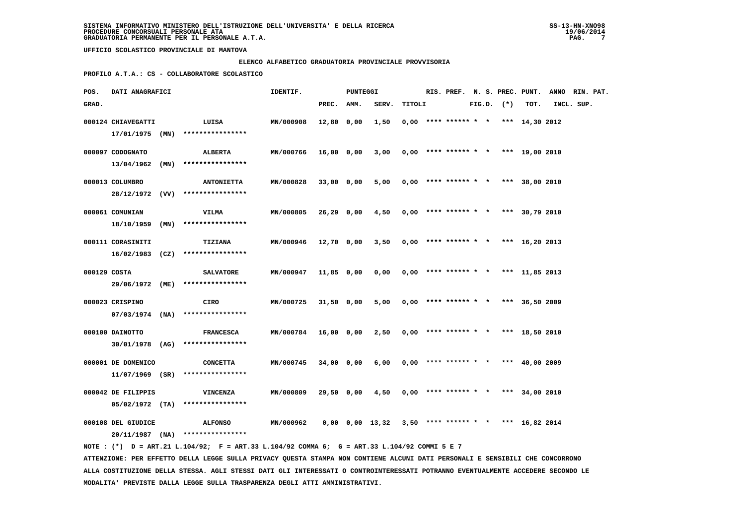**SISTEMA INFORMATIVO MINISTERO DELL'ISTRUZIONE DELL'UNIVERSITA' E DELLA RICERCA**
**PROCEDURE CONCORSUALI PERSONALE ATA**
**GRADUATORIA PERMANENTE PER IL PERSONALE A.T.A.**

**UFFICIO SCOLASTICO PROVINCIALE DI MANTOVA**

**ELENCO ALFABETICO GRADUATORIA PROVINCIALE PROVVISORIA**

**PROFILO A.T.A.: CS - COLLABORATORE SCOLASTICO**

| POS. GRAD. | DATI ANAGRAFICI | | IDENTIF. | PUNTEGGI PREC. | AMM. | SERV. | TITOLI | RIS. | PREF. | N. S. FIG.D. | PREC. (*) | PUNT. TOT. | ANNO INCL. | RIN. SUP. | PAT. |
|---|---|---|---|---|---|---|---|---|---|---|---|---|---|---|---|
| 000124 | CHIAVEGATTI 17/01/1975 (MN) | LUISA **************** | MN/000908 | 12,80 | 0,00 | 1,50 | 0,00 | **** | ****** | * * | *** | 14,30 | 2012 | | |
| 000097 | CODOGNATO 13/04/1962 (MN) | ALBERTA **************** | MN/000766 | 16,00 | 0,00 | 3,00 | 0,00 | **** | ****** | * * | *** | 19,00 | 2010 | | |
| 000013 | COLUMBRO 28/12/1972 (VV) | ANTONIETTA **************** | MN/000828 | 33,00 | 0,00 | 5,00 | 0,00 | **** | ****** | * * | *** | 38,00 | 2010 | | |
| 000061 | COMUNIAN 18/10/1959 (MN) | VILMA **************** | MN/000805 | 26,29 | 0,00 | 4,50 | 0,00 | **** | ****** | * * | *** | 30,79 | 2010 | | |
| 000111 | CORASINITI 16/02/1983 (CZ) | TIZIANA **************** | MN/000946 | 12,70 | 0,00 | 3,50 | 0,00 | **** | ****** | * * | *** | 16,20 | 2013 | | |
| 000129 | COSTA 29/06/1972 (ME) | SALVATORE **************** | MN/000947 | 11,85 | 0,00 | 0,00 | 0,00 | **** | ****** | * * | *** | 11,85 | 2013 | | |
| 000023 | CRISPINO 07/03/1974 (NA) | CIRO **************** | MN/000725 | 31,50 | 0,00 | 5,00 | 0,00 | **** | ****** | * * | *** | 36,50 | 2009 | | |
| 000100 | DAINOTTO 30/01/1978 (AG) | FRANCESCA **************** | MN/000784 | 16,00 | 0,00 | 2,50 | 0,00 | **** | ****** | * * | *** | 18,50 | 2010 | | |
| 000001 | DE DOMENICO 11/07/1969 (SR) | CONCETTA **************** | MN/000745 | 34,00 | 0,00 | 6,00 | 0,00 | **** | ****** | * * | *** | 40,00 | 2009 | | |
| 000042 | DE FILIPPIS 05/02/1972 (TA) | VINCENZA **************** | MN/000809 | 29,50 | 0,00 | 4,50 | 0,00 | **** | ****** | * * | *** | 34,00 | 2010 | | |
| 000108 | DEL GIUDICE 20/11/1987 (NA) | ALFONSO **************** | MN/000962 | 0,00 | 0,00 | 13,32 | 3,50 | **** | ****** | * * | *** | 16,82 | 2014 | | |

NOTE : (*) D = ART.21 L.104/92; F = ART.33 L.104/92 COMMA 6; G = ART.33 L.104/92 COMMI 5 E 7

ATTENZIONE: PER EFFETTO DELLA LEGGE SULLA PRIVACY QUESTA STAMPA NON CONTIENE ALCUNI DATI PERSONALI E SENSIBILI CHE CONCORRONO ALLA COSTITUZIONE DELLA STESSA. AGLI STESSI DATI GLI INTERESSATI O CONTROINTERESSATI POTRANNO EVENTUALMENTE ACCEDERE SECONDO LE MODALITA' PREVISTE DALLA LEGGE SULLA TRASPARENZA DEGLI ATTI AMMINISTRATIVI.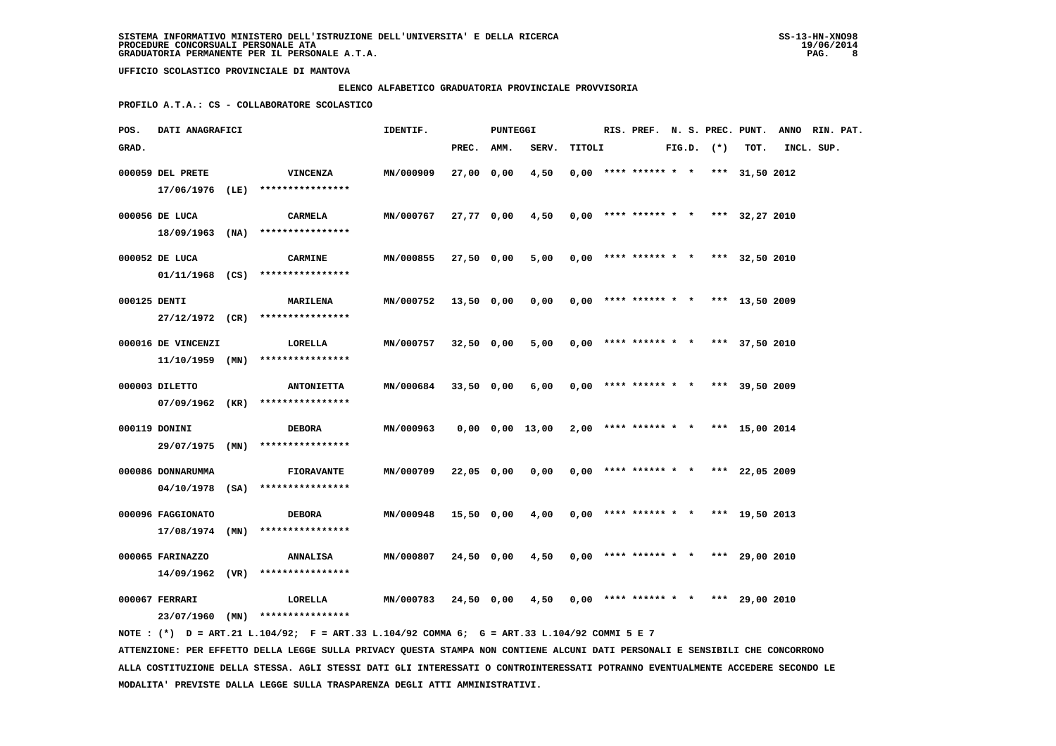SISTEMA INFORMATIVO MINISTERO DELL'ISTRUZIONE DELL'UNIVERSITA' E DELLA RICERCA
PROCEDURE CONCORSUALI PERSONALE ATA
GRADUATORIA PERMANENTE PER IL PERSONALE A.T.A.

UFFICIO SCOLASTICO PROVINCIALE DI MANTOVA

ELENCO ALFABETICO GRADUATORIA PROVINCIALE PROVVISORIA

PROFILO A.T.A.: CS - COLLABORATORE SCOLASTICO

| POS. GRAD. | DATI ANAGRAFICI | | IDENTIF. | PUNTEGGI PREC. | AMM. | SERV. | TITOLI | RIS. | PREF. | N. S. FIG.D. | PREC. (*) | PUNT. TOT. | ANNO INCL. | RIN. PAT. SUP. |
|---|---|---|---|---|---|---|---|---|---|---|---|---|---|---|
| 000059 | DEL PRETE 17/06/1976 (LE) | VINCENZA **************** | MN/000909 | 27,00 | 0,00 | 4,50 | 0,00 | **** | ****** | * * | *** | 31,50 | 2012 | |
| 000056 | DE LUCA 18/09/1963 (NA) | CARMELA **************** | MN/000767 | 27,77 | 0,00 | 4,50 | 0,00 | **** | ****** | * * | *** | 32,27 | 2010 | |
| 000052 | DE LUCA 01/11/1968 (CS) | CARMINE **************** | MN/000855 | 27,50 | 0,00 | 5,00 | 0,00 | **** | ****** | * * | *** | 32,50 | 2010 | |
| 000125 | DENTI 27/12/1972 (CR) | MARILENA **************** | MN/000752 | 13,50 | 0,00 | 0,00 | 0,00 | **** | ****** | * * | *** | 13,50 | 2009 | |
| 000016 | DE VINCENZI 11/10/1959 (MN) | LORELLA **************** | MN/000757 | 32,50 | 0,00 | 5,00 | 0,00 | **** | ****** | * * | *** | 37,50 | 2010 | |
| 000003 | DILETTO 07/09/1962 (KR) | ANTONIETTA **************** | MN/000684 | 33,50 | 0,00 | 6,00 | 0,00 | **** | ****** | * * | *** | 39,50 | 2009 | |
| 000119 | DONINI 29/07/1975 (MN) | DEBORA **************** | MN/000963 | 0,00 | 0,00 | 13,00 | 2,00 | **** | ****** | * * | *** | 15,00 | 2014 | |
| 000086 | DONNARUMMA 04/10/1978 (SA) | FIORAVANTE **************** | MN/000709 | 22,05 | 0,00 | 0,00 | 0,00 | **** | ****** | * * | *** | 22,05 | 2009 | |
| 000096 | FAGGIONATO 17/08/1974 (MN) | DEBORA **************** | MN/000948 | 15,50 | 0,00 | 4,00 | 0,00 | **** | ****** | * * | *** | 19,50 | 2013 | |
| 000065 | FARINAZZO 14/09/1962 (VR) | ANNALISA **************** | MN/000807 | 24,50 | 0,00 | 4,50 | 0,00 | **** | ****** | * * | *** | 29,00 | 2010 | |
| 000067 | FERRARI 23/07/1960 (MN) | LORELLA **************** | MN/000783 | 24,50 | 0,00 | 4,50 | 0,00 | **** | ****** | * * | *** | 29,00 | 2010 | |

NOTE : (*) D = ART.21 L.104/92; F = ART.33 L.104/92 COMMA 6; G = ART.33 L.104/92 COMMI 5 E 7

ATTENZIONE: PER EFFETTO DELLA LEGGE SULLA PRIVACY QUESTA STAMPA NON CONTIENE ALCUNI DATI PERSONALI E SENSIBILI CHE CONCORRONO ALLA COSTITUZIONE DELLA STESSA. AGLI STESSI DATI GLI INTERESSATI O CONTROINTERESSATI POTRANNO EVENTUALMENTE ACCEDERE SECONDO LE MODALITA' PREVISTE DALLA LEGGE SULLA TRASPARENZA DEGLI ATTI AMMINISTRATIVI.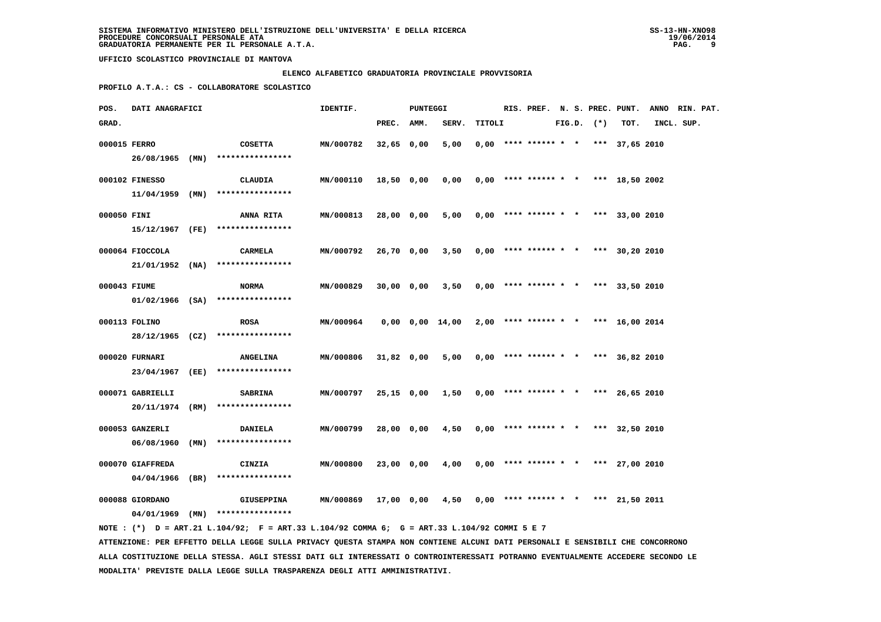SISTEMA INFORMATIVO MINISTERO DELL'ISTRUZIONE DELL'UNIVERSITA' E DELLA RICERCA
PROCEDURE CONCORSUALI PERSONALE ATA
GRADUATORIA PERMANENTE PER IL PERSONALE A.T.A.

UFFICIO SCOLASTICO PROVINCIALE DI MANTOVA

**ELENCO ALFABETICO GRADUATORIA PROVINCIALE PROVVISORIA**

**PROFILO A.T.A.: CS - COLLABORATORE SCOLASTICO**

| POS. GRAD. | DATI ANAGRAFICI | | IDENTIF. | PUNTEGGI PREC. | AMM. | SERV. | TITOLI | RIS. | PREF. | N. S. FIG.D. | PREC. (*) | PUNT. TOT. | ANNO INCL. | RIN. PAT. SUP. |
|---|---|---|---|---|---|---|---|---|---|---|---|---|---|---|
| 000015 | FERRO 26/08/1965 (MN) | COSETTA **************** | MN/000782 | 32,65 | 0,00 | 5,00 | 0,00 | **** | ****** | * * | *** | 37,65 | 2010 | |
| 000102 | FINESSO 11/04/1959 (MN) | CLAUDIA **************** | MN/000110 | 18,50 | 0,00 | 0,00 | 0,00 | **** | ****** | * * | *** | 18,50 | 2002 | |
| 000050 | FINI 15/12/1967 (FE) | ANNA RITA **************** | MN/000813 | 28,00 | 0,00 | 5,00 | 0,00 | **** | ****** | * * | *** | 33,00 | 2010 | |
| 000064 | FIOCCOLA 21/01/1952 (NA) | CARMELA **************** | MN/000792 | 26,70 | 0,00 | 3,50 | 0,00 | **** | ****** | * * | *** | 30,20 | 2010 | |
| 000043 | FIUME 01/02/1966 (SA) | NORMA **************** | MN/000829 | 30,00 | 0,00 | 3,50 | 0,00 | **** | ****** | * * | *** | 33,50 | 2010 | |
| 000113 | FOLINO 28/12/1965 (CZ) | ROSA **************** | MN/000964 | 0,00 | 0,00 | 14,00 | 2,00 | **** | ****** | * * | *** | 16,00 | 2014 | |
| 000020 | FURNARI 23/04/1967 (EE) | ANGELINA **************** | MN/000806 | 31,82 | 0,00 | 5,00 | 0,00 | **** | ****** | * * | *** | 36,82 | 2010 | |
| 000071 | GABRIELLI 20/11/1974 (RM) | SABRINA **************** | MN/000797 | 25,15 | 0,00 | 1,50 | 0,00 | **** | ****** | * * | *** | 26,65 | 2010 | |
| 000053 | GANZERLI 06/08/1960 (MN) | DANIELA **************** | MN/000799 | 28,00 | 0,00 | 4,50 | 0,00 | **** | ****** | * * | *** | 32,50 | 2010 | |
| 000070 | GIAFFREDA 04/04/1966 (BR) | CINZIA **************** | MN/000800 | 23,00 | 0,00 | 4,00 | 0,00 | **** | ****** | * * | *** | 27,00 | 2010 | |
| 000088 | GIORDANO 04/01/1969 (MN) | GIUSEPPINA **************** | MN/000869 | 17,00 | 0,00 | 4,50 | 0,00 | **** | ****** | * * | *** | 21,50 | 2011 | |

NOTE : (*) D = ART.21 L.104/92; F = ART.33 L.104/92 COMMA 6; G = ART.33 L.104/92 COMMI 5 E 7

ATTENZIONE: PER EFFETTO DELLA LEGGE SULLA PRIVACY QUESTA STAMPA NON CONTIENE ALCUNI DATI PERSONALI E SENSIBILI CHE CONCORRONO ALLA COSTITUZIONE DELLA STESSA. AGLI STESSI DATI GLI INTERESSATI O CONTROINTERESSATI POTRANNO EVENTUALMENTE ACCEDERE SECONDO LE MODALITA' PREVISTE DALLA LEGGE SULLA TRASPARENZA DEGLI ATTI AMMINISTRATIVI.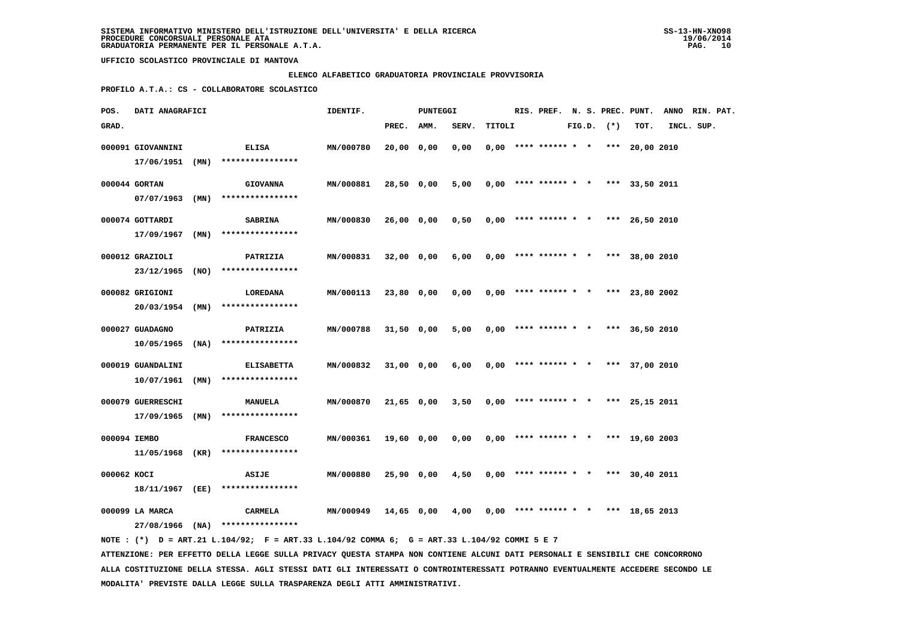SISTEMA INFORMATIVO MINISTERO DELL'ISTRUZIONE DELL'UNIVERSITA' E DELLA RICERCA
PROCEDURE CONCORSUALI PERSONALE ATA
GRADUATORIA PERMANENTE PER IL PERSONALE A.T.A.

SS-13-HN-XNO98
19/06/2014

UFFICIO SCOLASTICO PROVINCIALE DI MANTOVA

ELENCO ALFABETICO GRADUATORIA PROVINCIALE PROVVISORIA

PROFILO A.T.A.: CS - COLLABORATORE SCOLASTICO

| POS. GRAD. | DATI ANAGRAFICI | | IDENTIF. | PUNTEGGI PREC. | AMM. | SERV. | TITOLI | RIS. | PREF. | N. S. FIG.D. | PREC. (*) | PUNT. TOT. | ANNO INCL. | RIN. SUP. | PAT. |
|---|---|---|---|---|---|---|---|---|---|---|---|---|---|---|---|
| 000091 | GIOVANNINI 17/06/1951 (MN) | ELISA **************** | MN/000780 | 20,00 | 0,00 | 0,00 | 0,00 | **** | ****** | * * | *** | 20,00 | 2010 | | |
| 000044 | GORTAN 07/07/1963 (MN) | GIOVANNA **************** | MN/000881 | 28,50 | 0,00 | 5,00 | 0,00 | **** | ****** | * * | *** | 33,50 | 2011 | | |
| 000074 | GOTTARDI 17/09/1967 (MN) | SABRINA **************** | MN/000830 | 26,00 | 0,00 | 0,50 | 0,00 | **** | ****** | * * | *** | 26,50 | 2010 | | |
| 000012 | GRAZIOLI 23/12/1965 (NO) | PATRIZIA **************** | MN/000831 | 32,00 | 0,00 | 6,00 | 0,00 | **** | ****** | * * | *** | 38,00 | 2010 | | |
| 000082 | GRIGIONI 20/03/1954 (MN) | LOREDANA **************** | MN/000113 | 23,80 | 0,00 | 0,00 | 0,00 | **** | ****** | * * | *** | 23,80 | 2002 | | |
| 000027 | GUADAGNO 10/05/1965 (NA) | PATRIZIA **************** | MN/000788 | 31,50 | 0,00 | 5,00 | 0,00 | **** | ****** | * * | *** | 36,50 | 2010 | | |
| 000019 | GUANDALINI 10/07/1961 (MN) | ELISABETTA **************** | MN/000832 | 31,00 | 0,00 | 6,00 | 0,00 | **** | ****** | * * | *** | 37,00 | 2010 | | |
| 000079 | GUERRESCHI 17/09/1965 (MN) | MANUELA **************** | MN/000870 | 21,65 | 0,00 | 3,50 | 0,00 | **** | ****** | * * | *** | 25,15 | 2011 | | |
| 000094 | IEMBO 11/05/1968 (KR) | FRANCESCO **************** | MN/000361 | 19,60 | 0,00 | 0,00 | 0,00 | **** | ****** | * * | *** | 19,60 | 2003 | | |
| 000062 | KOCI 18/11/1967 (EE) | ASIJE **************** | MN/000880 | 25,90 | 0,00 | 4,50 | 0,00 | **** | ****** | * * | *** | 30,40 | 2011 | | |
| 000099 | LA MARCA 27/08/1966 (NA) | CARMELA **************** | MN/000949 | 14,65 | 0,00 | 4,00 | 0,00 | **** | ****** | * * | *** | 18,65 | 2013 | | |

NOTE : (*) D = ART.21 L.104/92; F = ART.33 L.104/92 COMMA 6; G = ART.33 L.104/92 COMMI 5 E 7

ATTENZIONE: PER EFFETTO DELLA LEGGE SULLA PRIVACY QUESTA STAMPA NON CONTIENE ALCUNI DATI PERSONALI E SENSIBILI CHE CONCORRONO ALLA COSTITUZIONE DELLA STESSA. AGLI STESSI DATI GLI INTERESSATI O CONTROINTERESSATI POTRANNO EVENTUALMENTE ACCEDERE SECONDO LE MODALITA' PREVISTE DALLA LEGGE SULLA TRASPARENZA DEGLI ATTI AMMINISTRATIVI.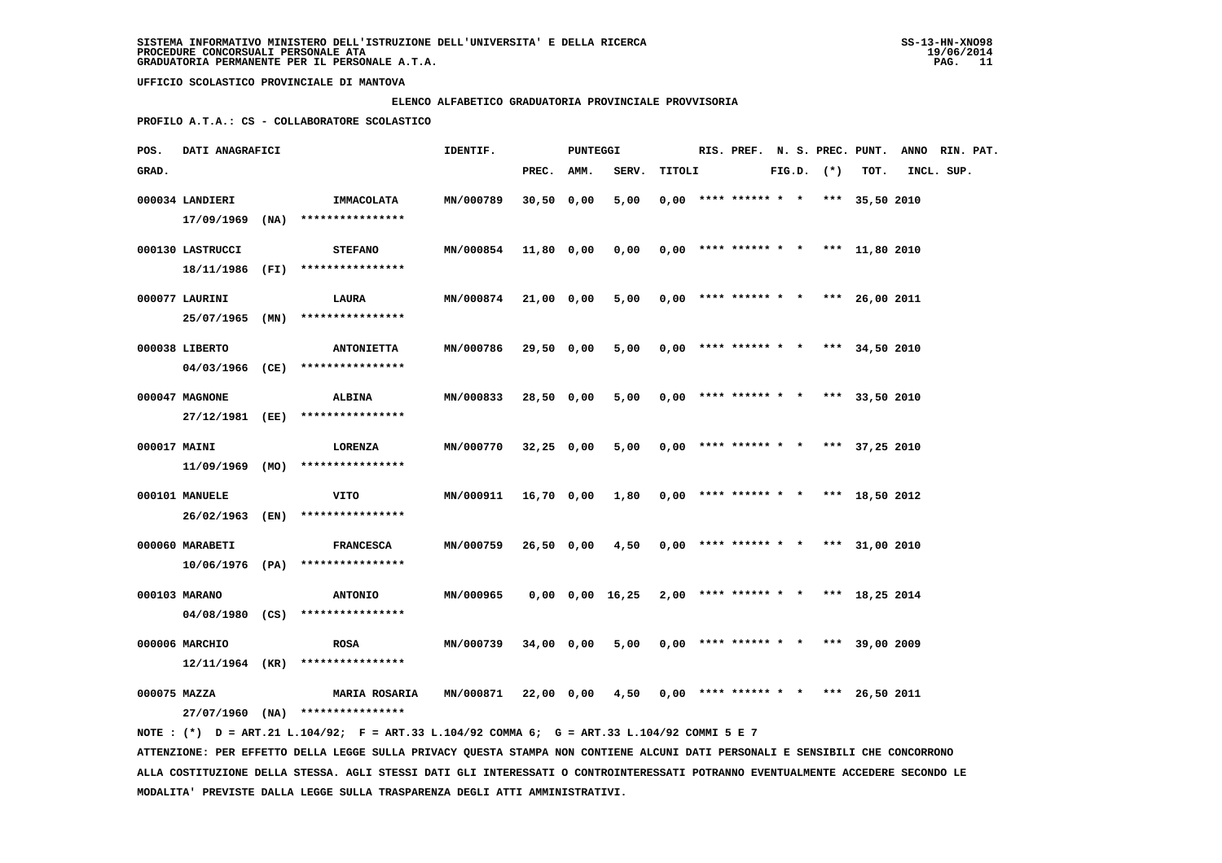SISTEMA INFORMATIVO MINISTERO DELL'ISTRUZIONE DELL'UNIVERSITA' E DELLA RICERCA
PROCEDURE CONCORSUALI PERSONALE ATA
GRADUATORIA PERMANENTE PER IL PERSONALE A.T.A.

SS-13-HN-XNO98
19/06/2014

UFFICIO SCOLASTICO PROVINCIALE DI MANTOVA

ELENCO ALFABETICO GRADUATORIA PROVINCIALE PROVVISORIA

PROFILO A.T.A.: CS - COLLABORATORE SCOLASTICO

| POS. GRAD. | DATI ANAGRAFICI | | IDENTIF. | PUNTEGGI PREC. | AMM. | SERV. | TITOLI | RIS. | PREF. | N. | S. | PREC. FIG.D. (*) | PUNT. TOT. | ANNO INCL. | RIN. PAT. SUP. |
|---|---|---|---|---|---|---|---|---|---|---|---|---|---|---|---|
| 000034 | LANDIERI 17/09/1969 (NA) | IMMACOLATA **************** | MN/000789 | 30,50 | 0,00 | 5,00 | 0,00 | **** | ****** | * | * | *** | 35,50 | 2010 | |
| 000130 | LASTRUCCI 18/11/1986 (FI) | STEFANO **************** | MN/000854 | 11,80 | 0,00 | 0,00 | 0,00 | **** | ****** | * | * | *** | 11,80 | 2010 | |
| 000077 | LAURINI 25/07/1965 (MN) | LAURA **************** | MN/000874 | 21,00 | 0,00 | 5,00 | 0,00 | **** | ****** | * | * | *** | 26,00 | 2011 | |
| 000038 | LIBERTO 04/03/1966 (CE) | ANTONIETTA **************** | MN/000786 | 29,50 | 0,00 | 5,00 | 0,00 | **** | ****** | * | * | *** | 34,50 | 2010 | |
| 000047 | MAGNONE 27/12/1981 (EE) | ALBINA **************** | MN/000833 | 28,50 | 0,00 | 5,00 | 0,00 | **** | ****** | * | * | *** | 33,50 | 2010 | |
| 000017 | MAINI 11/09/1969 (MO) | LORENZA **************** | MN/000770 | 32,25 | 0,00 | 5,00 | 0,00 | **** | ****** | * | * | *** | 37,25 | 2010 | |
| 000101 | MANUELE 26/02/1963 (EN) | VITO **************** | MN/000911 | 16,70 | 0,00 | 1,80 | 0,00 | **** | ****** | * | * | *** | 18,50 | 2012 | |
| 000060 | MARABETI 10/06/1976 (PA) | FRANCESCA **************** | MN/000759 | 26,50 | 0,00 | 4,50 | 0,00 | **** | ****** | * | * | *** | 31,00 | 2010 | |
| 000103 | MARANO 04/08/1980 (CS) | ANTONIO **************** | MN/000965 | 0,00 | 0,00 | 16,25 | 2,00 | **** | ****** | * | * | *** | 18,25 | 2014 | |
| 000006 | MARCHIO 12/11/1964 (KR) | ROSA **************** | MN/000739 | 34,00 | 0,00 | 5,00 | 0,00 | **** | ****** | * | * | *** | 39,00 | 2009 | |
| 000075 | MAZZA 27/07/1960 (NA) | MARIA ROSARIA **************** | MN/000871 | 22,00 | 0,00 | 4,50 | 0,00 | **** | ****** | * | * | *** | 26,50 | 2011 | |

NOTE : (*) D = ART.21 L.104/92; F = ART.33 L.104/92 COMMA 6; G = ART.33 L.104/92 COMMI 5 E 7

ATTENZIONE: PER EFFETTO DELLA LEGGE SULLA PRIVACY QUESTA STAMPA NON CONTIENE ALCUNI DATI PERSONALI E SENSIBILI CHE CONCORRONO ALLA COSTITUZIONE DELLA STESSA. AGLI STESSI DATI GLI INTERESSATI O CONTROINTERESSATI POTRANNO EVENTUALMENTE ACCEDERE SECONDO LE MODALITA' PREVISTE DALLA LEGGE SULLA TRASPARENZA DEGLI ATTI AMMINISTRATIVI.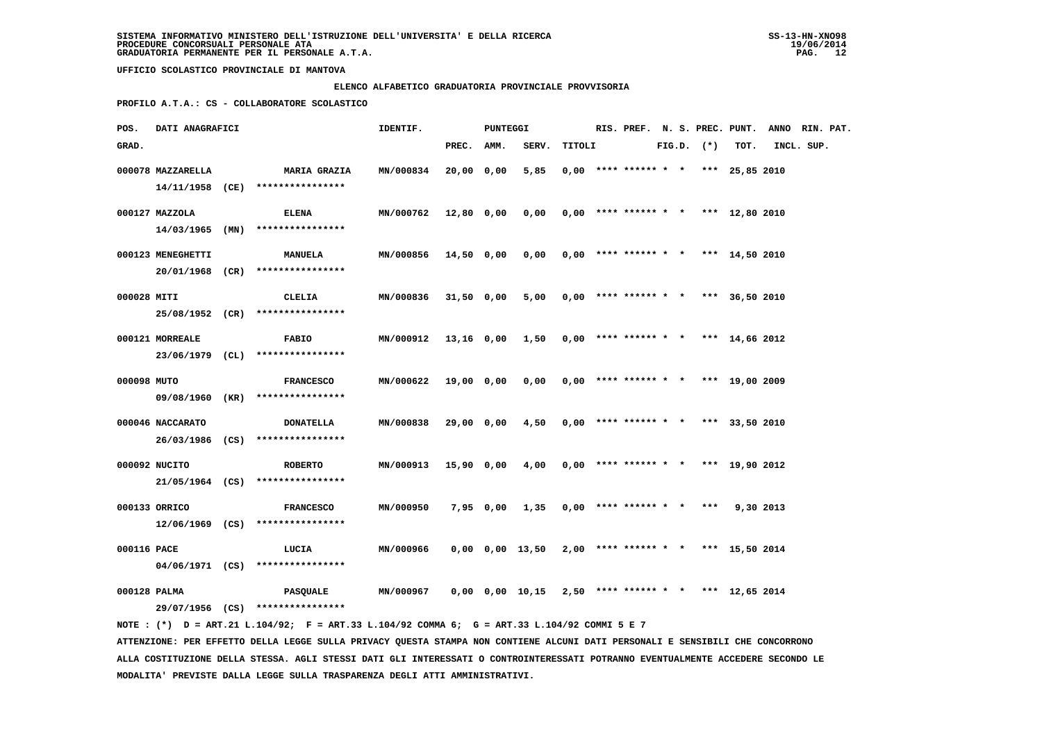SISTEMA INFORMATIVO MINISTERO DELL'ISTRUZIONE DELL'UNIVERSITA' E DELLA RICERCA
PROCEDURE CONCORSUALI PERSONALE ATA
GRADUATORIA PERMANENTE PER IL PERSONALE A.T.A.

SS-13-HN-XNO98
19/06/2014

UFFICIO SCOLASTICO PROVINCIALE DI MANTOVA

## ELENCO ALFABETICO GRADUATORIA PROVINCIALE PROVVISORIA

**PROFILO A.T.A.: CS - COLLABORATORE SCOLASTICO**

| POS. GRAD. | DATI ANAGRAFICI | | IDENTIF. | PUNTEGGI PREC. | AMM. | SERV. | TITOLI | RIS. | PREF. | N. S. FIG.D. | PREC. (*) | PUNT. TOT. | ANNO INCL. | RIN. PAT. SUP. |
|---|---|---|---|---|---|---|---|---|---|---|---|---|---|---|
| 000078 | MAZZARELLA 14/11/1958 (CE) | MARIA GRAZIA **************** | MN/000834 | 20,00 | 0,00 | 5,85 | 0,00 | **** | ****** | * * | *** | 25,85 | 2010 | |
| 000127 | MAZZOLA 14/03/1965 (MN) | ELENA **************** | MN/000762 | 12,80 | 0,00 | 0,00 | 0,00 | **** | ****** | * * | *** | 12,80 | 2010 | |
| 000123 | MENEGHETTI 20/01/1968 (CR) | MANUELA **************** | MN/000856 | 14,50 | 0,00 | 0,00 | 0,00 | **** | ****** | * * | *** | 14,50 | 2010 | |
| 000028 | MITI 25/08/1952 (CR) | CLELIA **************** | MN/000836 | 31,50 | 0,00 | 5,00 | 0,00 | **** | ****** | * * | *** | 36,50 | 2010 | |
| 000121 | MORREALE 23/06/1979 (CL) | FABIO **************** | MN/000912 | 13,16 | 0,00 | 1,50 | 0,00 | **** | ****** | * * | *** | 14,66 | 2012 | |
| 000098 | MUTO 09/08/1960 (KR) | FRANCESCO **************** | MN/000622 | 19,00 | 0,00 | 0,00 | 0,00 | **** | ****** | * * | *** | 19,00 | 2009 | |
| 000046 | NACCARATO 26/03/1986 (CS) | DONATELLA **************** | MN/000838 | 29,00 | 0,00 | 4,50 | 0,00 | **** | ****** | * * | *** | 33,50 | 2010 | |
| 000092 | NUCITO 21/05/1964 (CS) | ROBERTO **************** | MN/000913 | 15,90 | 0,00 | 4,00 | 0,00 | **** | ****** | * * | *** | 19,90 | 2012 | |
| 000133 | ORRICO 12/06/1969 (CS) | FRANCESCO **************** | MN/000950 | 7,95 | 0,00 | 1,35 | 0,00 | **** | ****** | * * | *** | 9,30 | 2013 | |
| 000116 | PACE 04/06/1971 (CS) | LUCIA **************** | MN/000966 | 0,00 | 0,00 | 13,50 | 2,00 | **** | ****** | * * | *** | 15,50 | 2014 | |
| 000128 | PALMA 29/07/1956 (CS) | PASQUALE **************** | MN/000967 | 0,00 | 0,00 | 10,15 | 2,50 | **** | ****** | * * | *** | 12,65 | 2014 | |

NOTE : (*) D = ART.21 L.104/92; F = ART.33 L.104/92 COMMA 6; G = ART.33 L.104/92 COMMI 5 E 7

ATTENZIONE: PER EFFETTO DELLA LEGGE SULLA PRIVACY QUESTA STAMPA NON CONTIENE ALCUNI DATI PERSONALI E SENSIBILI CHE CONCORRONO ALLA COSTITUZIONE DELLA STESSA. AGLI STESSI DATI GLI INTERESSATI O CONTROINTERESSATI POTRANNO EVENTUALMENTE ACCEDERE SECONDO LE MODALITA' PREVISTE DALLA LEGGE SULLA TRASPARENZA DEGLI ATTI AMMINISTRATIVI.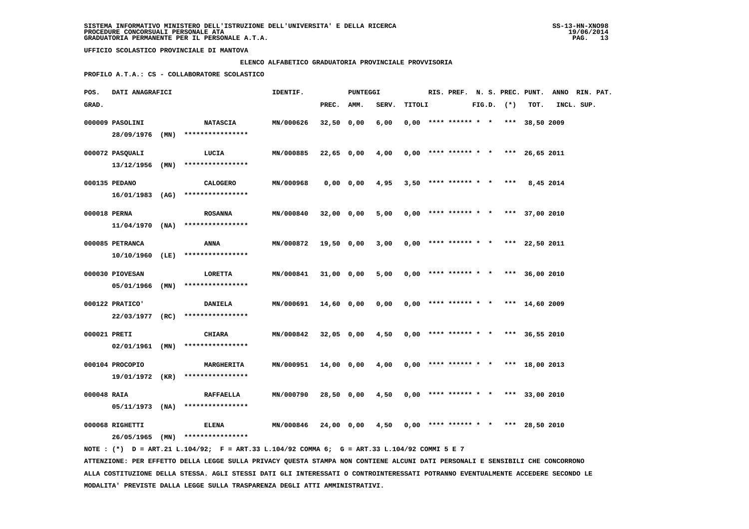SISTEMA INFORMATIVO MINISTERO DELL'ISTRUZIONE DELL'UNIVERSITA' E DELLA RICERCA
PROCEDURE CONCORSUALI PERSONALE ATA
GRADUATORIA PERMANENTE PER IL PERSONALE A.T.A.

UFFICIO SCOLASTICO PROVINCIALE DI MANTOVA

ELENCO ALFABETICO GRADUATORIA PROVINCIALE PROVVISORIA

PROFILO A.T.A.: CS - COLLABORATORE SCOLASTICO

| POS. GRAD. | DATI ANAGRAFICI | | IDENTIF. | PUNTEGGI PREC. | AMM. | SERV. | TITOLI | RIS. | PREF. | N. S. FIG.D. | PREC. (*) | PUNT. TOT. | ANNO INCL. | RIN. PAT. SUP. |
|---|---|---|---|---|---|---|---|---|---|---|---|---|---|---|
| 000009 | PASOLINI 28/09/1976 (MN) | NATASCIA **************** | MN/000626 | 32,50 | 0,00 | 6,00 | 0,00 | **** | ****** | * * | *** | 38,50 | 2009 | |
| 000072 | PASQUALI 13/12/1956 (MN) | LUCIA **************** | MN/000885 | 22,65 | 0,00 | 4,00 | 0,00 | **** | ****** | * * | *** | 26,65 | 2011 | |
| 000135 | PEDANO 16/01/1983 (AG) | CALOGERO **************** | MN/000968 | 0,00 | 0,00 | 4,95 | 3,50 | **** | ****** | * * | *** | 8,45 | 2014 | |
| 000018 | PERNA 11/04/1970 (NA) | ROSANNA **************** | MN/000840 | 32,00 | 0,00 | 5,00 | 0,00 | **** | ****** | * * | *** | 37,00 | 2010 | |
| 000085 | PETRANCA 10/10/1960 (LE) | ANNA **************** | MN/000872 | 19,50 | 0,00 | 3,00 | 0,00 | **** | ****** | * * | *** | 22,50 | 2011 | |
| 000030 | PIOVESAN 05/01/1966 (MN) | LORETTA **************** | MN/000841 | 31,00 | 0,00 | 5,00 | 0,00 | **** | ****** | * * | *** | 36,00 | 2010 | |
| 000122 | PRATICO' 22/03/1977 (RC) | DANIELA **************** | MN/000691 | 14,60 | 0,00 | 0,00 | 0,00 | **** | ****** | * * | *** | 14,60 | 2009 | |
| 000021 | PRETI 02/01/1961 (MN) | CHIARA **************** | MN/000842 | 32,05 | 0,00 | 4,50 | 0,00 | **** | ****** | * * | *** | 36,55 | 2010 | |
| 000104 | PROCOPIO 19/01/1972 (KR) | MARGHERITA **************** | MN/000951 | 14,00 | 0,00 | 4,00 | 0,00 | **** | ****** | * * | *** | 18,00 | 2013 | |
| 000048 | RAIA 05/11/1973 (NA) | RAFFAELLA **************** | MN/000790 | 28,50 | 0,00 | 4,50 | 0,00 | **** | ****** | * * | *** | 33,00 | 2010 | |
| 000068 | RIGHETTI 26/05/1965 (MN) | ELENA **************** | MN/000846 | 24,00 | 0,00 | 4,50 | 0,00 | **** | ****** | * * | *** | 28,50 | 2010 | |

NOTE : (*) D = ART.21 L.104/92; F = ART.33 L.104/92 COMMA 6; G = ART.33 L.104/92 COMMI 5 E 7

ATTENZIONE: PER EFFETTO DELLA LEGGE SULLA PRIVACY QUESTA STAMPA NON CONTIENE ALCUNI DATI PERSONALI E SENSIBILI CHE CONCORRONO ALLA COSTITUZIONE DELLA STESSA. AGLI STESSI DATI GLI INTERESSATI O CONTROINTERESSATI POTRANNO EVENTUALMENTE ACCEDERE SECONDO LE MODALITA' PREVISTE DALLA LEGGE SULLA TRASPARENZA DEGLI ATTI AMMINISTRATIVI.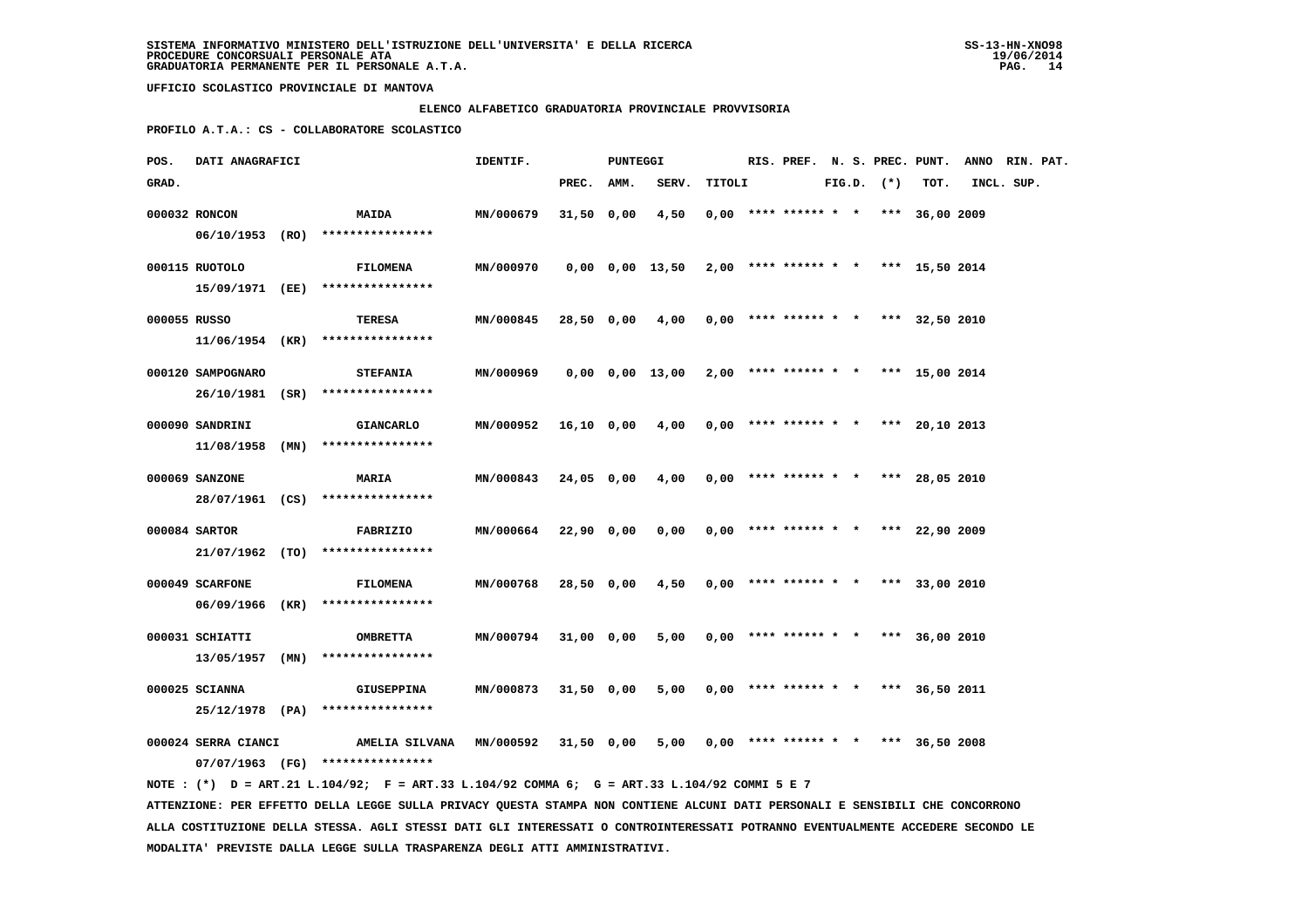SISTEMA INFORMATIVO MINISTERO DELL'ISTRUZIONE DELL'UNIVERSITA' E DELLA RICERCA
PROCEDURE CONCORSUALI PERSONALE ATA
GRADUATORIA PERMANENTE PER IL PERSONALE A.T.A.

UFFICIO SCOLASTICO PROVINCIALE DI MANTOVA

ELENCO ALFABETICO GRADUATORIA PROVINCIALE PROVVISORIA

PROFILO A.T.A.: CS - COLLABORATORE SCOLASTICO

| POS. GRAD. | DATI ANAGRAFICI | | IDENTIF. | PUNTEGGI PREC. | AMM. | SERV. | TITOLI | RIS. | PREF. | N. S. FIG.D. | PREC. (*) | PUNT. TOT. | ANNO INCL. | RIN. PAT. SUP. |
|---|---|---|---|---|---|---|---|---|---|---|---|---|---|---|
| 000032 | RONCON 06/10/1953 (RO) | MAIDA **************** | MN/000679 | 31,50 | 0,00 | 4,50 | 0,00 | **** | ****** | * * | *** | 36,00 | 2009 | |
| 000115 | RUOTOLO 15/09/1971 (EE) | FILOMENA **************** | MN/000970 | 0,00 | 0,00 | 13,50 | 2,00 | **** | ****** | * * | *** | 15,50 | 2014 | |
| 000055 | RUSSO 11/06/1954 (KR) | TERESA **************** | MN/000845 | 28,50 | 0,00 | 4,00 | 0,00 | **** | ****** | * * | *** | 32,50 | 2010 | |
| 000120 | SAMPOGNARO 26/10/1981 (SR) | STEFANIA **************** | MN/000969 | 0,00 | 0,00 | 13,00 | 2,00 | **** | ****** | * * | *** | 15,00 | 2014 | |
| 000090 | SANDRINI 11/08/1958 (MN) | GIANCARLO **************** | MN/000952 | 16,10 | 0,00 | 4,00 | 0,00 | **** | ****** | * * | *** | 20,10 | 2013 | |
| 000069 | SANZONE 28/07/1961 (CS) | MARIA **************** | MN/000843 | 24,05 | 0,00 | 4,00 | 0,00 | **** | ****** | * * | *** | 28,05 | 2010 | |
| 000084 | SARTOR 21/07/1962 (TO) | FABRIZIO **************** | MN/000664 | 22,90 | 0,00 | 0,00 | 0,00 | **** | ****** | * * | *** | 22,90 | 2009 | |
| 000049 | SCARFONE 06/09/1966 (KR) | FILOMENA **************** | MN/000768 | 28,50 | 0,00 | 4,50 | 0,00 | **** | ****** | * * | *** | 33,00 | 2010 | |
| 000031 | SCHIATTI 13/05/1957 (MN) | OMBRETTA **************** | MN/000794 | 31,00 | 0,00 | 5,00 | 0,00 | **** | ****** | * * | *** | 36,00 | 2010 | |
| 000025 | SCIANNA 25/12/1978 (PA) | GIUSEPPINA **************** | MN/000873 | 31,50 | 0,00 | 5,00 | 0,00 | **** | ****** | * * | *** | 36,50 | 2011 | |
| 000024 | SERRA CIANCI 07/07/1963 (FG) | AMELIA SILVANA **************** | MN/000592 | 31,50 | 0,00 | 5,00 | 0,00 | **** | ****** | * * | *** | 36,50 | 2008 | |

NOTE : (*) D = ART.21 L.104/92; F = ART.33 L.104/92 COMMA 6; G = ART.33 L.104/92 COMMI 5 E 7

ATTENZIONE: PER EFFETTO DELLA LEGGE SULLA PRIVACY QUESTA STAMPA NON CONTIENE ALCUNI DATI PERSONALI E SENSIBILI CHE CONCORRONO ALLA COSTITUZIONE DELLA STESSA. AGLI STESSI DATI GLI INTERESSATI O CONTROINTERESSATI POTRANNO EVENTUALMENTE ACCEDERE SECONDO LE MODALITA' PREVISTE DALLA LEGGE SULLA TRASPARENZA DEGLI ATTI AMMINISTRATIVI.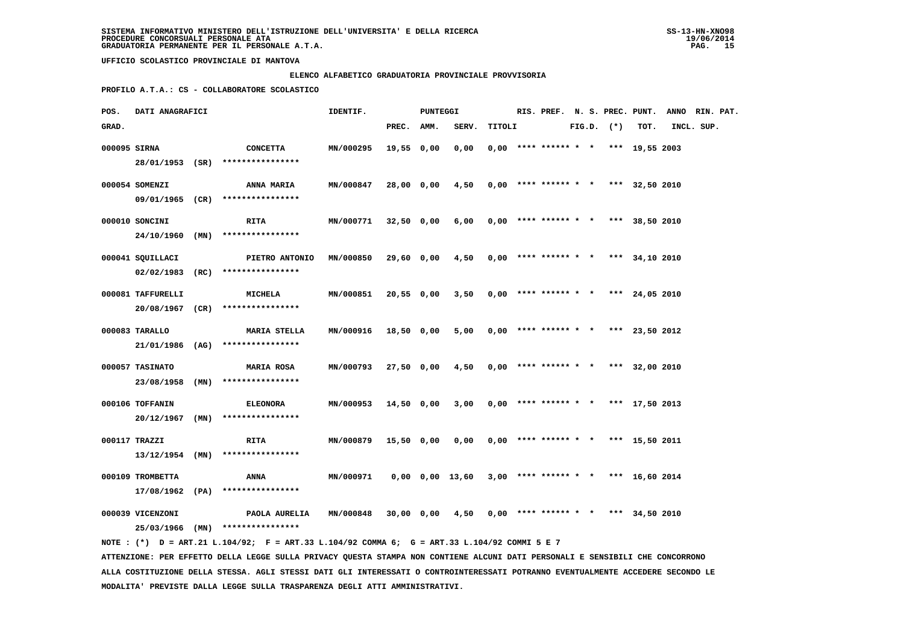SISTEMA INFORMATIVO MINISTERO DELL'ISTRUZIONE DELL'UNIVERSITA' E DELLA RICERCA
PROCEDURE CONCORSUALI PERSONALE ATA
GRADUATORIA PERMANENTE PER IL PERSONALE A.T.A.

SS-13-HN-XNO98
19/06/2014

UFFICIO SCOLASTICO PROVINCIALE DI MANTOVA

ELENCO ALFABETICO GRADUATORIA PROVINCIALE PROVVISORIA

PROFILO A.T.A.: CS - COLLABORATORE SCOLASTICO

| POS. GRAD. | DATI ANAGRAFICI | | IDENTIF. | PUNTEGGI PREC. | AMM. | SERV. | TITOLI | RIS. | PREF. | N. S. FIG.D. | PREC. (*) | PUNT. TOT. | ANNO INCL. | RIN. SUP. | PAT. |
|---|---|---|---|---|---|---|---|---|---|---|---|---|---|---|---|
| 000095 | SIRNA 28/01/1953 (SR) | CONCETTA **************** | MN/000295 | 19,55 | 0,00 | 0,00 | 0,00 | **** | ****** | * * | *** | 19,55 | 2003 | | |
| 000054 | SOMENZI 09/01/1965 (CR) | ANNA MARIA **************** | MN/000847 | 28,00 | 0,00 | 4,50 | 0,00 | **** | ****** | * * | *** | 32,50 | 2010 | | |
| 000010 | SONCINI 24/10/1960 (MN) | RITA **************** | MN/000771 | 32,50 | 0,00 | 6,00 | 0,00 | **** | ****** | * * | *** | 38,50 | 2010 | | |
| 000041 | SQUILLACI 02/02/1983 (RC) | PIETRO ANTONIO **************** | MN/000850 | 29,60 | 0,00 | 4,50 | 0,00 | **** | ****** | * * | *** | 34,10 | 2010 | | |
| 000081 | TAFFURELLI 20/08/1967 (CR) | MICHELA **************** | MN/000851 | 20,55 | 0,00 | 3,50 | 0,00 | **** | ****** | * * | *** | 24,05 | 2010 | | |
| 000083 | TARALLO 21/01/1986 (AG) | MARIA STELLA **************** | MN/000916 | 18,50 | 0,00 | 5,00 | 0,00 | **** | ****** | * * | *** | 23,50 | 2012 | | |
| 000057 | TASINATO 23/08/1958 (MN) | MARIA ROSA **************** | MN/000793 | 27,50 | 0,00 | 4,50 | 0,00 | **** | ****** | * * | *** | 32,00 | 2010 | | |
| 000106 | TOFFANIN 20/12/1967 (MN) | ELEONORA **************** | MN/000953 | 14,50 | 0,00 | 3,00 | 0,00 | **** | ****** | * * | *** | 17,50 | 2013 | | |
| 000117 | TRAZZI 13/12/1954 (MN) | RITA **************** | MN/000879 | 15,50 | 0,00 | 0,00 | 0,00 | **** | ****** | * * | *** | 15,50 | 2011 | | |
| 000109 | TROMBETTA 17/08/1962 (PA) | ANNA **************** | MN/000971 | 0,00 | 0,00 | 13,60 | 3,00 | **** | ****** | * * | *** | 16,60 | 2014 | | |
| 000039 | VICENZONI 25/03/1966 (MN) | PAOLA AURELIA **************** | MN/000848 | 30,00 | 0,00 | 4,50 | 0,00 | **** | ****** | * * | *** | 34,50 | 2010 | | |

NOTE : (*) D = ART.21 L.104/92; F = ART.33 L.104/92 COMMA 6; G = ART.33 L.104/92 COMMI 5 E 7

ATTENZIONE: PER EFFETTO DELLA LEGGE SULLA PRIVACY QUESTA STAMPA NON CONTIENE ALCUNI DATI PERSONALI E SENSIBILI CHE CONCORRONO ALLA COSTITUZIONE DELLA STESSA. AGLI STESSI DATI GLI INTERESSATI O CONTROINTERESSATI POTRANNO EVENTUALMENTE ACCEDERE SECONDO LE MODALITA' PREVISTE DALLA LEGGE SULLA TRASPARENZA DEGLI ATTI AMMINISTRATIVI.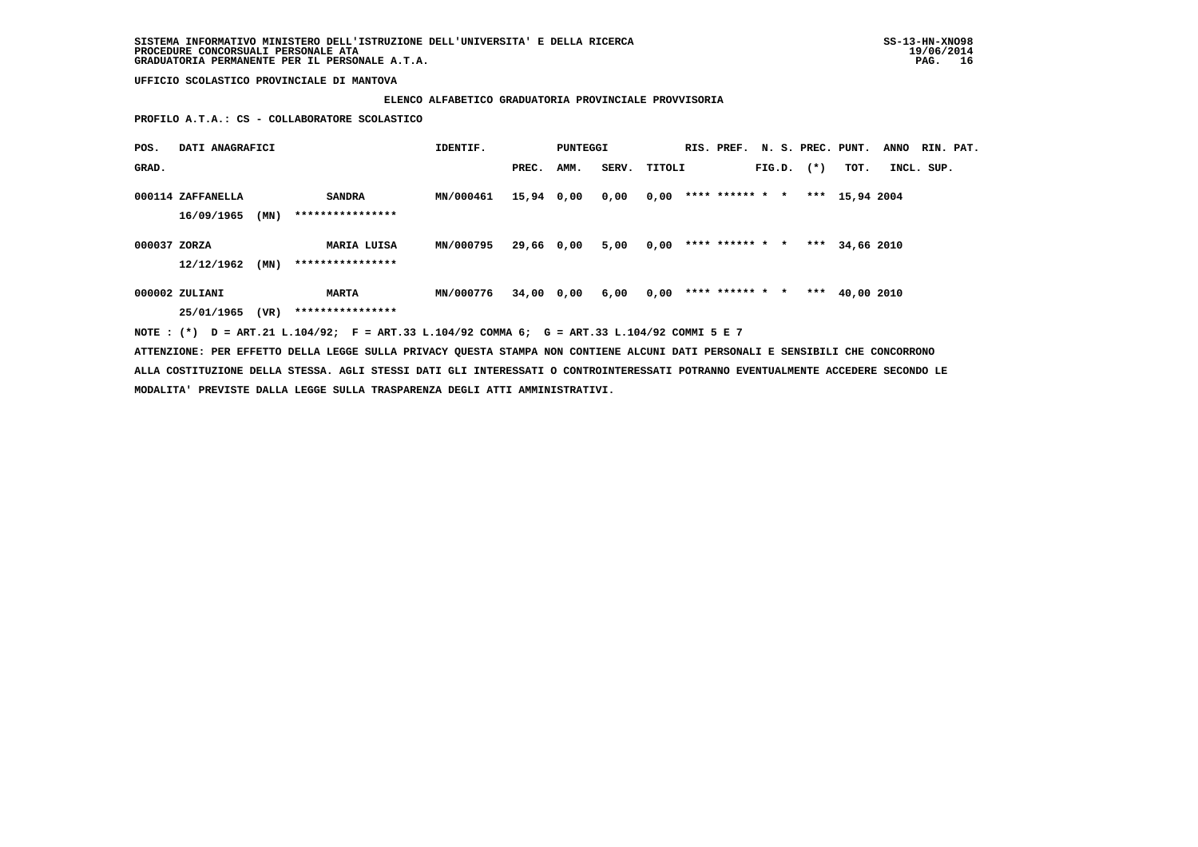**SISTEMA INFORMATIVO MINISTERO DELL'ISTRUZIONE DELL'UNIVERSITA' E DELLA RICERCA** SS-13-HN-XNO98
**PROCEDURE CONCORSUALI PERSONALE ATA** 19/06/2014
**GRADUATORIA PERMANENTE PER IL PERSONALE A.T.A.**

**UFFICIO SCOLASTICO PROVINCIALE DI MANTOVA**

**ELENCO ALFABETICO GRADUATORIA PROVINCIALE PROVVISORIA**

**PROFILO A.T.A.: CS - COLLABORATORE SCOLASTICO**

| POS. GRAD. | DATI ANAGRAFICI | | IDENTIF. | PUNTEGGI PREC. | AMM. | SERV. | TITOLI | RIS. | PREF. | N. S. FIG.D. | PREC. (*) | PUNT. TOT. | ANNO INCL. | RIN. PAT. SUP. |
|---|---|---|---|---|---|---|---|---|---|---|---|---|---|---|
| 000114 | ZAFFANELLA 16/09/1965 (MN) | SANDRA **************** | MN/000461 | 15,94 | 0,00 | 0,00 | 0,00 | **** | ****** | * * | *** | 15,94 | 2004 | |
| 000037 | ZORZA 12/12/1962 (MN) | MARIA LUISA **************** | MN/000795 | 29,66 | 0,00 | 5,00 | 0,00 | **** | ****** | * * | *** | 34,66 | 2010 | |
| 000002 | ZULIANI 25/01/1965 (VR) | MARTA **************** | MN/000776 | 34,00 | 0,00 | 6,00 | 0,00 | **** | ****** | * * | *** | 40,00 | 2010 | |

NOTE : (*) D = ART.21 L.104/92; F = ART.33 L.104/92 COMMA 6; G = ART.33 L.104/92 COMMI 5 E 7

ATTENZIONE: PER EFFETTO DELLA LEGGE SULLA PRIVACY QUESTA STAMPA NON CONTIENE ALCUNI DATI PERSONALI E SENSIBILI CHE CONCORRONO ALLA COSTITUZIONE DELLA STESSA. AGLI STESSI DATI GLI INTERESSATI O CONTROINTERESSATI POTRANNO EVENTUALMENTE ACCEDERE SECONDO LE MODALITA' PREVISTE DALLA LEGGE SULLA TRASPARENZA DEGLI ATTI AMMINISTRATIVI.